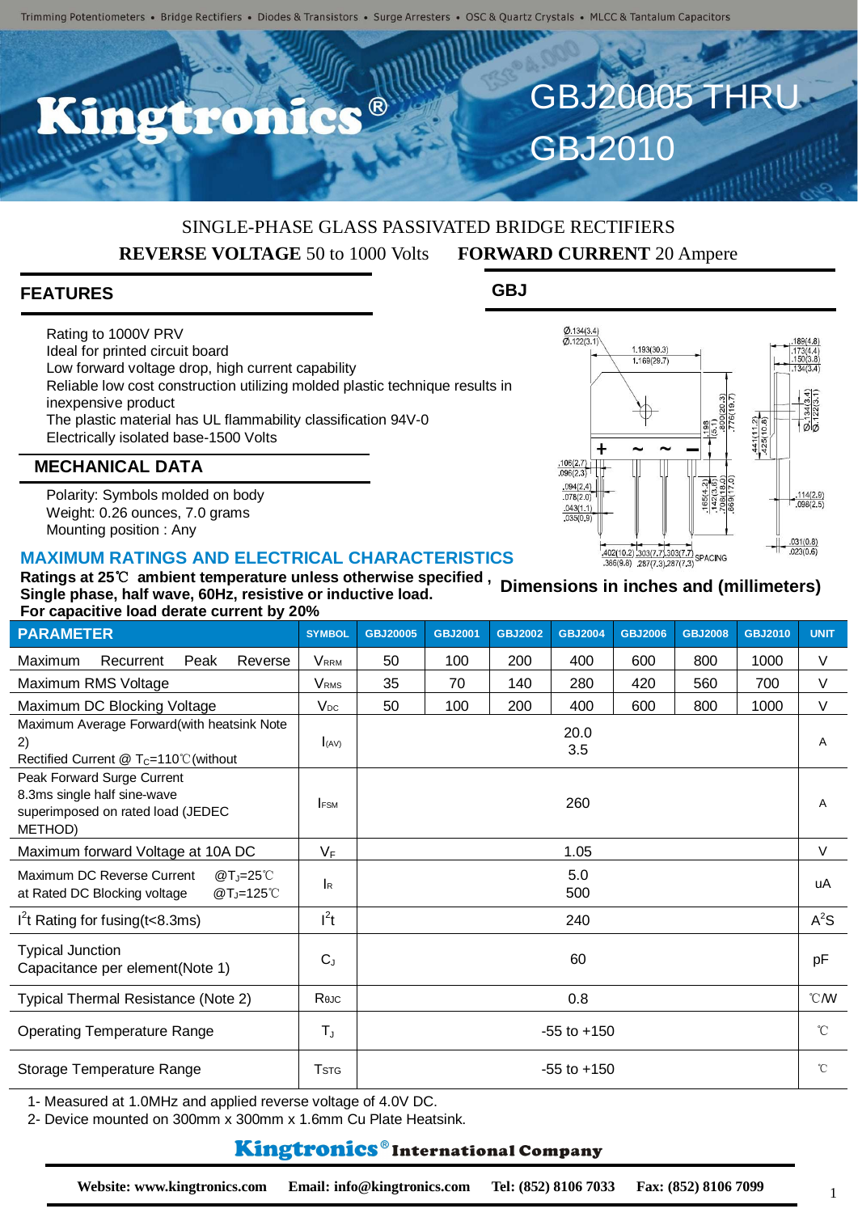Trimming Potentiometers • Bridge Rectifiers • Diodes & Transistors • Surge Arresters • OSC & Quartz Crystals • MLCC & Tantalum Capacitors

# Kingtronics®

# GBJ20005 THRU GBJ2010

SINGLE-PHASE GLASS PASSIVATED BRIDGE RECTIFIERS

**REVERSE VOLTAGE** 50 to 1000 Volts **FORWARD CURRENT** 20 Ampere

## FEATURES

- Rating to 1000V PRV
- Ideal for printed circuit board
- Low forward voltage drop, high current capability
- Reliable low cost construction utilizing molded plastic technique results in inexpensive product
- The plastic material has UL flammability classification 94V-0
- Electrically isolated base-1500 Volts

## GBJ

Dimensions in inches and (millimeters)

## MECHANICAL DATA

- Polarity: Symbols molded on body
- Weight: 0.26 ounces, 7.0 grams
- Mounting position : Any

## MAXIMUM RATINGS AND ELECTRICAL CHARACTERISTICS

**Ratings at 25℃ ambient temperature unless otherwise specified ,**
**Single phase, half wave, 60Hz, resistive or inductive load.**
**For capacitive load derate current by 20%**

| PARAMETER | SYMBOL | GBJ20005 | GBJ2001 | GBJ2002 | GBJ2004 | GBJ2006 | GBJ2008 | GBJ2010 | UNIT |
|---|---|---|---|---|---|---|---|---|---|
| Maximum Recurrent Peak Reverse | $V_{RRM}$ | 50 | 100 | 200 | 400 | 600 | 800 | 1000 | V |
| Maximum RMS Voltage | $V_{RMS}$ | 35 | 70 | 140 | 280 | 420 | 560 | 700 | V |
| Maximum DC Blocking Voltage | $V_{DC}$ | 50 | 100 | 200 | 400 | 600 | 800 | 1000 | V |
| Maximum Average Forward(with heatsink Note 2)<br>Rectified Current @ $T_C$=110℃(without | $I_{(AV)}$ | 20.0<br>3.5 | | | | | | | A |
| Peak Forward Surge Current 8.3ms single half sine-wave superimposed on rated load (JEDEC METHOD) | $I_{FSM}$ | 260 | | | | | | | A |
| Maximum forward Voltage at 10A DC | $V_F$ | 1.05 | | | | | | | V |
| Maximum DC Reverse Current @$T_J$=25℃<br>at Rated DC Blocking voltage @$T_J$=125℃ | $I_R$ | 5.0<br>500 | | | | | | | uA |
| $I^2t$ Rating for fusing(t<8.3ms) | $I^2t$ | 240 | | | | | | | $A^2S$ |
| Typical Junction Capacitance per element(Note 1) | $C_J$ | 60 | | | | | | | pF |
| Typical Thermal Resistance (Note 2) | $R_{\theta JC}$ | 0.8 | | | | | | | ℃/W |
| Operating Temperature Range | $T_J$ | -55 to +150 | | | | | | | ℃ |
| Storage Temperature Range | $T_{STG}$ | -55 to +150 | | | | | | | ℃ |

1- Measured at 1.0MHz and applied reverse voltage of 4.0V DC.
2- Device mounted on 300mm x 300mm x 1.6mm Cu Plate Heatsink.

**Kingtronics® International Company**

**Website: www.kingtronics.com Email: info@kingtronics.com Tel: (852) 8106 7033 Fax: (852) 8106 7099**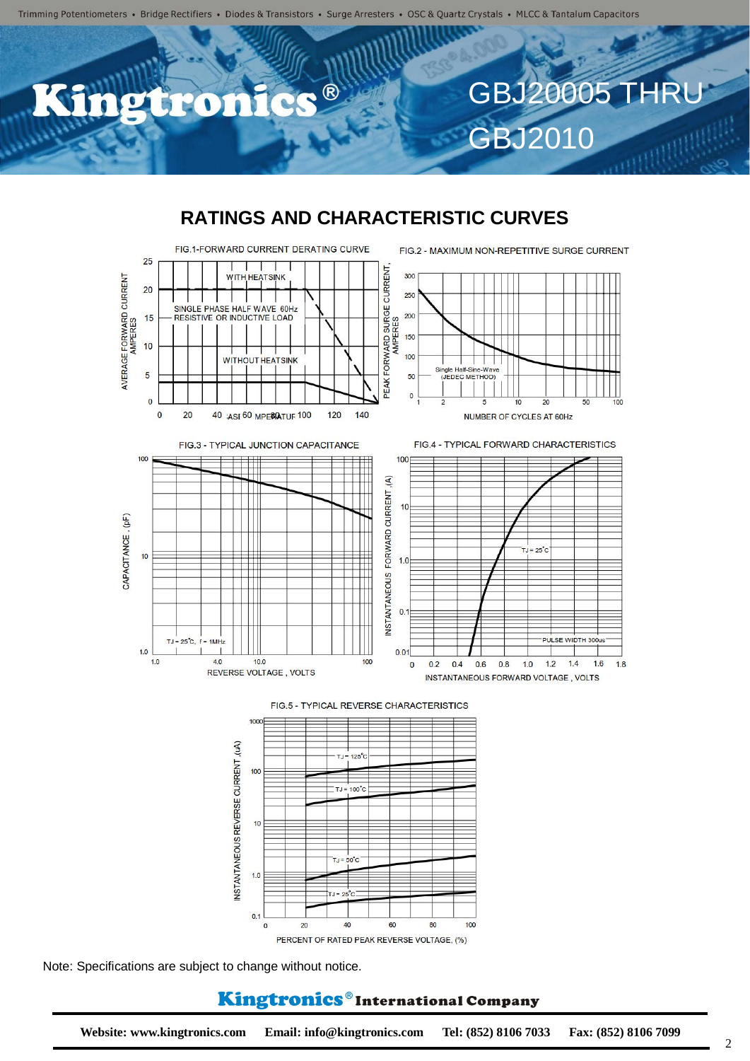# GBJ20005 THRU GBJ2010

## RATINGS AND CHARACTERISTIC CURVES

FIG.1-FORWARD CURRENT DERATING CURVE

AVERAGE FORWARD CURRENT AMPERES

25
20
15
10
5
0

WITH HEATSINK

SINGLE PHASE HALF WAVE 60Hz
RESISTIVE OR INDUCTIVE LOAD

WITHOUT HEATSINK

0 20 40 60 80 100 120 140

FIG.2 - MAXIMUM NON-REPETITIVE SURGE CURRENT

PEAK FORWARD SURGE CURRENT, AMPERES

300
250
200
150
100
50
0

Single Half-Sine-Wave
(JEDEC METHOD)

1 2 5 10 20 50 100

NUMBER OF CYCLES AT 60Hz

FIG.3 - TYPICAL JUNCTION CAPACITANCE

CAPACITANCE , (pF)

100
10
1.0

TJ = 25°C, f = 1MHz

1.0 4.0 10.0 100

REVERSE VOLTAGE , VOLTS

FIG.4 - TYPICAL FORWARD CHARACTERISTICS

INSTANTANEOUS FORWARD CURRENT ,(A)

100
10
1.0
0.1
0.01

TJ = 25°C

PULSE WIDTH 300us

0 0.2 0.4 0.6 0.8 1.0 1.2 1.4 1.6 1.8

INSTANTANEOUS FORWARD VOLTAGE , VOLTS

FIG.5 - TYPICAL REVERSE CHARACTERISTICS

INSTANTANEOUS REVERSE CURRENT ,(uA)

1000
100
10
1.0
0.1

TJ = 125°C
TJ = 100°C
TJ = 50°C
TJ = 25°C

0 20 40 60 80 100

PERCENT OF RATED PEAK REVERSE VOLTAGE, (%)

Note: Specifications are subject to change without notice.